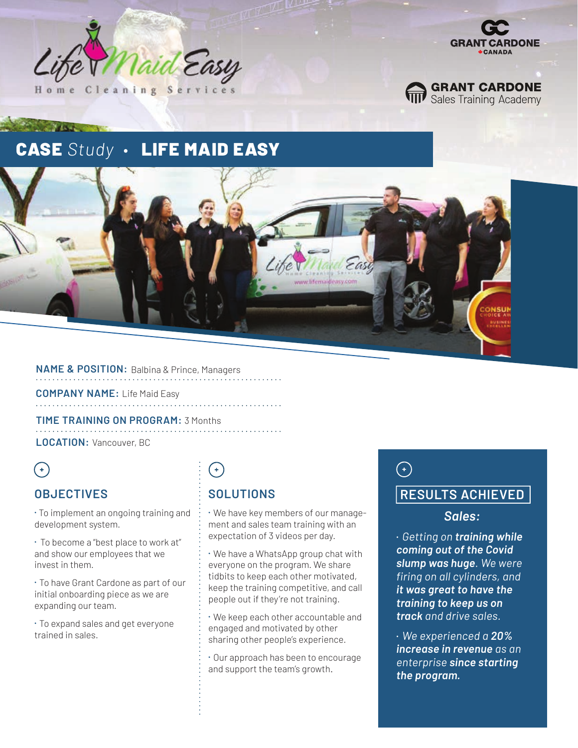Life Maid Easy
Home Cleaning Services

GRANT CARDONE CANADA

GRANT CARDONE Sales Training Academy

# CASE *Study* • LIFE MAID EASY

**NAME & POSITION:** Balbina & Prince, Managers

**COMPANY NAME:** Life Maid Easy

**TIME TRAINING ON PROGRAM:** 3 Months

**LOCATION:** Vancouver, BC

## OBJECTIVES

- To implement an ongoing training and development system.
- To become a "best place to work at" and show our employees that we invest in them.
- To have Grant Cardone as part of our initial onboarding piece as we are expanding our team.
- To expand sales and get everyone trained in sales.

## SOLUTIONS

- We have key members of our management and sales team training with an expectation of 3 videos per day.
- We have a WhatsApp group chat with everyone on the program. We share tidbits to keep each other motivated, keep the training competitive, and call people out if they're not training.
- We keep each other accountable and engaged and motivated by other sharing other people's experience.
- Our approach has been to encourage and support the team's growth.

## RESULTS ACHIEVED

### *Sales:*

- *Getting on* ***training while coming out of the Covid slump was huge****. We were firing on all cylinders, and* ***it was great to have the training to keep us on track*** *and drive sales.*
- *We experienced a* ***20% increase in revenue*** *as an enterprise* ***since starting the program.***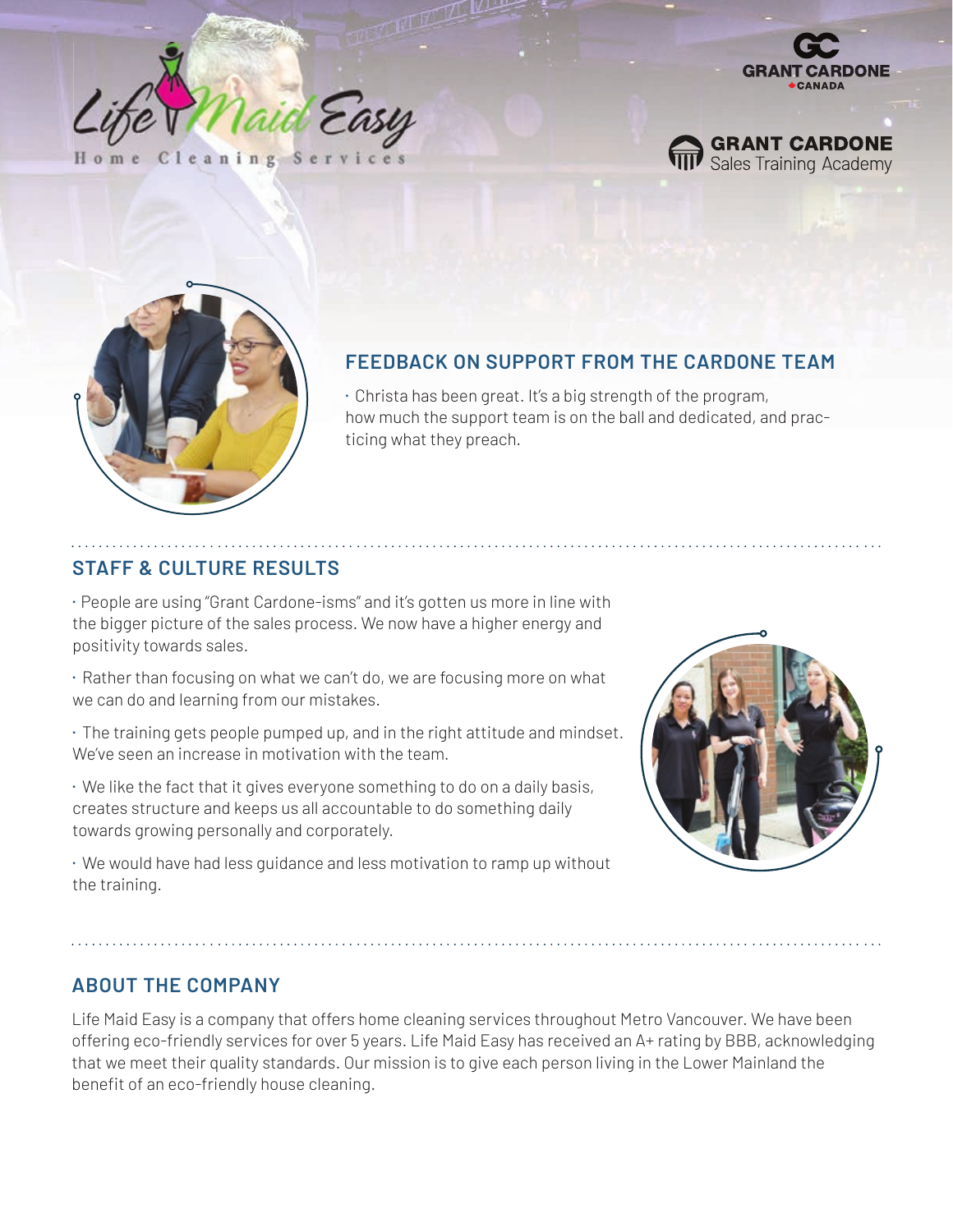Life Maid Easy

Home Cleaning Services

GRANT CARDONE CANADA

GRANT CARDONE Sales Training Academy

## FEEDBACK ON SUPPORT FROM THE CARDONE TEAM

- Christa has been great. It's a big strength of the program, how much the support team is on the ball and dedicated, and practicing what they preach.

## STAFF & CULTURE RESULTS

- People are using "Grant Cardone-isms" and it's gotten us more in line with the bigger picture of the sales process. We now have a higher energy and positivity towards sales.
- Rather than focusing on what we can't do, we are focusing more on what we can do and learning from our mistakes.
- The training gets people pumped up, and in the right attitude and mindset. We've seen an increase in motivation with the team.
- We like the fact that it gives everyone something to do on a daily basis, creates structure and keeps us all accountable to do something daily towards growing personally and corporately.
- We would have had less guidance and less motivation to ramp up without the training.

## ABOUT THE COMPANY

Life Maid Easy is a company that offers home cleaning services throughout Metro Vancouver. We have been offering eco-friendly services for over 5 years. Life Maid Easy has received an A+ rating by BBB, acknowledging that we meet their quality standards. Our mission is to give each person living in the Lower Mainland the benefit of an eco-friendly house cleaning.